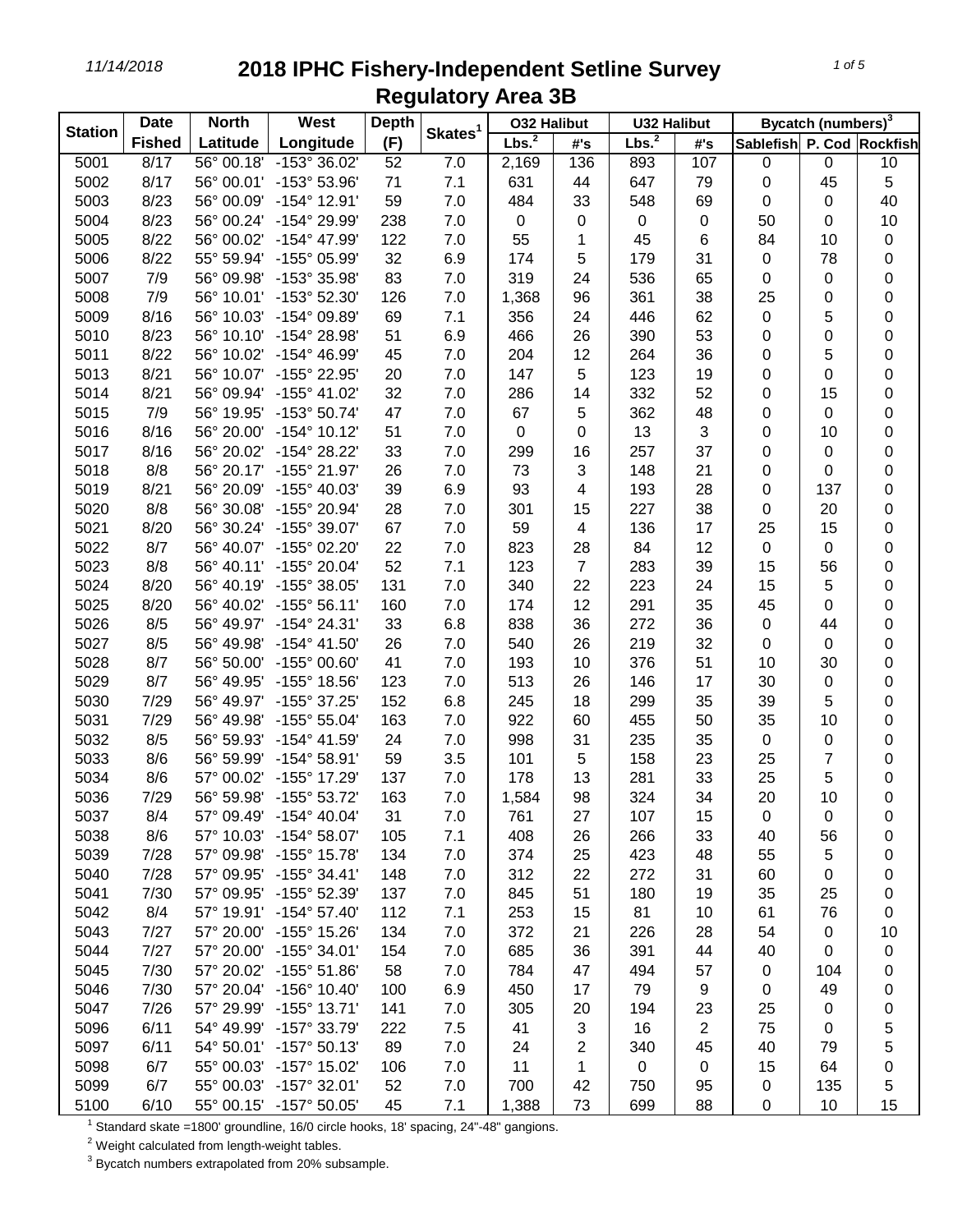# 2018 IPHC Fishery-Independent Setline Survey

## Regulatory Area 3B

| Station | Date Fished | North Latitude | West Longitude | Depth (F) | Skates[1] | O32 Halibut Lbs.[2] | O32 Halibut #'s | U32 Halibut Lbs.[2] | U32 Halibut #'s | Bycatch (numbers)[3] Sablefish | P. Cod | Rockfish |
|---|---|---|---|---|---|---|---|---|---|---|---|---|
| 5001 | 8/17 | 56° 00.18' | -153° 36.02' | 52 | 7.0 | 2,169 | 136 | 893 | 107 | 0 | 0 | 10 |
| 5002 | 8/17 | 56° 00.01' | -153° 53.96' | 71 | 7.1 | 631 | 44 | 647 | 79 | 0 | 45 | 5 |
| 5003 | 8/23 | 56° 00.09' | -154° 12.91' | 59 | 7.0 | 484 | 33 | 548 | 69 | 0 | 0 | 40 |
| 5004 | 8/23 | 56° 00.24' | -154° 29.99' | 238 | 7.0 | 0 | 0 | 0 | 0 | 50 | 0 | 10 |
| 5005 | 8/22 | 56° 00.02' | -154° 47.99' | 122 | 7.0 | 55 | 1 | 45 | 6 | 84 | 10 | 0 |
| 5006 | 8/22 | 55° 59.94' | -155° 05.99' | 32 | 6.9 | 174 | 5 | 179 | 31 | 0 | 78 | 0 |
| 5007 | 7/9 | 56° 09.98' | -153° 35.98' | 83 | 7.0 | 319 | 24 | 536 | 65 | 0 | 0 | 0 |
| 5008 | 7/9 | 56° 10.01' | -153° 52.30' | 126 | 7.0 | 1,368 | 96 | 361 | 38 | 25 | 0 | 0 |
| 5009 | 8/16 | 56° 10.03' | -154° 09.89' | 69 | 7.1 | 356 | 24 | 446 | 62 | 0 | 5 | 0 |
| 5010 | 8/23 | 56° 10.10' | -154° 28.98' | 51 | 6.9 | 466 | 26 | 390 | 53 | 0 | 0 | 0 |
| 5011 | 8/22 | 56° 10.02' | -154° 46.99' | 45 | 7.0 | 204 | 12 | 264 | 36 | 0 | 5 | 0 |
| 5013 | 8/21 | 56° 10.07' | -155° 22.95' | 20 | 7.0 | 147 | 5 | 123 | 19 | 0 | 0 | 0 |
| 5014 | 8/21 | 56° 09.94' | -155° 41.02' | 32 | 7.0 | 286 | 14 | 332 | 52 | 0 | 15 | 0 |
| 5015 | 7/9 | 56° 19.95' | -153° 50.74' | 47 | 7.0 | 67 | 5 | 362 | 48 | 0 | 0 | 0 |
| 5016 | 8/16 | 56° 20.00' | -154° 10.12' | 51 | 7.0 | 0 | 0 | 13 | 3 | 0 | 10 | 0 |
| 5017 | 8/16 | 56° 20.02' | -154° 28.22' | 33 | 7.0 | 299 | 16 | 257 | 37 | 0 | 0 | 0 |
| 5018 | 8/8 | 56° 20.17' | -155° 21.97' | 26 | 7.0 | 73 | 3 | 148 | 21 | 0 | 0 | 0 |
| 5019 | 8/21 | 56° 20.09' | -155° 40.03' | 39 | 6.9 | 93 | 4 | 193 | 28 | 0 | 137 | 0 |
| 5020 | 8/8 | 56° 30.08' | -155° 20.94' | 28 | 7.0 | 301 | 15 | 227 | 38 | 0 | 20 | 0 |
| 5021 | 8/20 | 56° 30.24' | -155° 39.07' | 67 | 7.0 | 59 | 4 | 136 | 17 | 25 | 15 | 0 |
| 5022 | 8/7 | 56° 40.07' | -155° 02.20' | 22 | 7.0 | 823 | 28 | 84 | 12 | 0 | 0 | 0 |
| 5023 | 8/8 | 56° 40.11' | -155° 20.04' | 52 | 7.1 | 123 | 7 | 283 | 39 | 15 | 56 | 0 |
| 5024 | 8/20 | 56° 40.19' | -155° 38.05' | 131 | 7.0 | 340 | 22 | 223 | 24 | 15 | 5 | 0 |
| 5025 | 8/20 | 56° 40.02' | -155° 56.11' | 160 | 7.0 | 174 | 12 | 291 | 35 | 45 | 0 | 0 |
| 5026 | 8/5 | 56° 49.97' | -154° 24.31' | 33 | 6.8 | 838 | 36 | 272 | 36 | 0 | 44 | 0 |
| 5027 | 8/5 | 56° 49.98' | -154° 41.50' | 26 | 7.0 | 540 | 26 | 219 | 32 | 0 | 0 | 0 |
| 5028 | 8/7 | 56° 50.00' | -155° 00.60' | 41 | 7.0 | 193 | 10 | 376 | 51 | 10 | 30 | 0 |
| 5029 | 8/7 | 56° 49.95' | -155° 18.56' | 123 | 7.0 | 513 | 26 | 146 | 17 | 30 | 0 | 0 |
| 5030 | 7/29 | 56° 49.97' | -155° 37.25' | 152 | 6.8 | 245 | 18 | 299 | 35 | 39 | 5 | 0 |
| 5031 | 7/29 | 56° 49.98' | -155° 55.04' | 163 | 7.0 | 922 | 60 | 455 | 50 | 35 | 10 | 0 |
| 5032 | 8/5 | 56° 59.93' | -154° 41.59' | 24 | 7.0 | 998 | 31 | 235 | 35 | 0 | 0 | 0 |
| 5033 | 8/6 | 56° 59.99' | -154° 58.91' | 59 | 3.5 | 101 | 5 | 158 | 23 | 25 | 7 | 0 |
| 5034 | 8/6 | 57° 00.02' | -155° 17.29' | 137 | 7.0 | 178 | 13 | 281 | 33 | 25 | 5 | 0 |
| 5036 | 7/29 | 56° 59.98' | -155° 53.72' | 163 | 7.0 | 1,584 | 98 | 324 | 34 | 20 | 10 | 0 |
| 5037 | 8/4 | 57° 09.49' | -154° 40.04' | 31 | 7.0 | 761 | 27 | 107 | 15 | 0 | 0 | 0 |
| 5038 | 8/6 | 57° 10.03' | -154° 58.07' | 105 | 7.1 | 408 | 26 | 266 | 33 | 40 | 56 | 0 |
| 5039 | 7/28 | 57° 09.98' | -155° 15.78' | 134 | 7.0 | 374 | 25 | 423 | 48 | 55 | 5 | 0 |
| 5040 | 7/28 | 57° 09.95' | -155° 34.41' | 148 | 7.0 | 312 | 22 | 272 | 31 | 60 | 0 | 0 |
| 5041 | 7/30 | 57° 09.95' | -155° 52.39' | 137 | 7.0 | 845 | 51 | 180 | 19 | 35 | 25 | 0 |
| 5042 | 8/4 | 57° 19.91' | -154° 57.40' | 112 | 7.1 | 253 | 15 | 81 | 10 | 61 | 76 | 0 |
| 5043 | 7/27 | 57° 20.00' | -155° 15.26' | 134 | 7.0 | 372 | 21 | 226 | 28 | 54 | 0 | 10 |
| 5044 | 7/27 | 57° 20.00' | -155° 34.01' | 154 | 7.0 | 685 | 36 | 391 | 44 | 40 | 0 | 0 |
| 5045 | 7/30 | 57° 20.02' | -155° 51.86' | 58 | 7.0 | 784 | 47 | 494 | 57 | 0 | 104 | 0 |
| 5046 | 7/30 | 57° 20.04' | -156° 10.40' | 100 | 6.9 | 450 | 17 | 79 | 9 | 0 | 49 | 0 |
| 5047 | 7/26 | 57° 29.99' | -155° 13.71' | 141 | 7.0 | 305 | 20 | 194 | 23 | 25 | 0 | 0 |
| 5096 | 6/11 | 54° 49.99' | -157° 33.79' | 222 | 7.5 | 41 | 3 | 16 | 2 | 75 | 0 | 5 |
| 5097 | 6/11 | 54° 50.01' | -157° 50.13' | 89 | 7.0 | 24 | 2 | 340 | 45 | 40 | 79 | 5 |
| 5098 | 6/7 | 55° 00.03' | -157° 15.02' | 106 | 7.0 | 11 | 1 | 0 | 0 | 15 | 64 | 0 |
| 5099 | 6/7 | 55° 00.03' | -157° 32.01' | 52 | 7.0 | 700 | 42 | 750 | 95 | 0 | 135 | 5 |
| 5100 | 6/10 | 55° 00.15' | -157° 50.05' | 45 | 7.1 | 1,388 | 73 | 699 | 88 | 0 | 10 | 15 |

[1] Standard skate =1800' groundline, 16/0 circle hooks, 18' spacing, 24"-48" gangions.

[2] Weight calculated from length-weight tables.

[3] Bycatch numbers extrapolated from 20% subsample.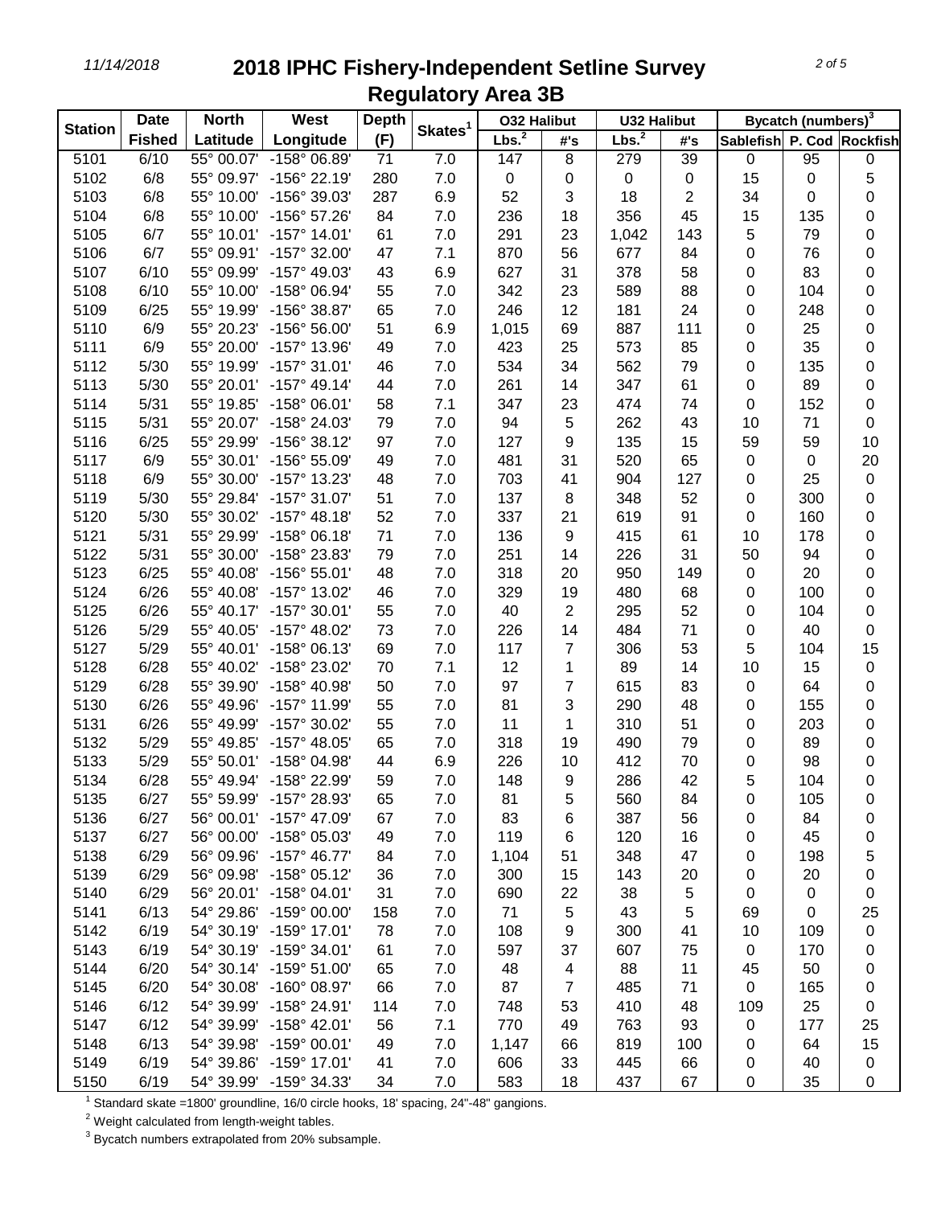# 2018 IPHC Fishery-Independent Setline Survey
## Regulatory Area 3B

| Station | Date | North | West | Depth | Skates[1] | O32 Halibut | | U32 Halibut | | Bycatch (numbers)[3] | | |
|---|---|---|---|---|---|---|---|---|---|---|---|---|
| | Fished | Latitude | Longitude | (F) | | Lbs.[2] | #'s | Lbs.[2] | #'s | Sablefish | P. Cod | Rockfish |
| 5101 | 6/10 | 55° 00.07' | -158° 06.89' | 71 | 7.0 | 147 | 8 | 279 | 39 | 0 | 95 | 0 |
| 5102 | 6/8 | 55° 09.97' | -156° 22.19' | 280 | 7.0 | 0 | 0 | 0 | 0 | 15 | 0 | 5 |
| 5103 | 6/8 | 55° 10.00' | -156° 39.03' | 287 | 6.9 | 52 | 3 | 18 | 2 | 34 | 0 | 0 |
| 5104 | 6/8 | 55° 10.00' | -156° 57.26' | 84 | 7.0 | 236 | 18 | 356 | 45 | 15 | 135 | 0 |
| 5105 | 6/7 | 55° 10.01' | -157° 14.01' | 61 | 7.0 | 291 | 23 | 1,042 | 143 | 5 | 79 | 0 |
| 5106 | 6/7 | 55° 09.91' | -157° 32.00' | 47 | 7.1 | 870 | 56 | 677 | 84 | 0 | 76 | 0 |
| 5107 | 6/10 | 55° 09.99' | -157° 49.03' | 43 | 6.9 | 627 | 31 | 378 | 58 | 0 | 83 | 0 |
| 5108 | 6/10 | 55° 10.00' | -158° 06.94' | 55 | 7.0 | 342 | 23 | 589 | 88 | 0 | 104 | 0 |
| 5109 | 6/25 | 55° 19.99' | -156° 38.87' | 65 | 7.0 | 246 | 12 | 181 | 24 | 0 | 248 | 0 |
| 5110 | 6/9 | 55° 20.23' | -156° 56.00' | 51 | 6.9 | 1,015 | 69 | 887 | 111 | 0 | 25 | 0 |
| 5111 | 6/9 | 55° 20.00' | -157° 13.96' | 49 | 7.0 | 423 | 25 | 573 | 85 | 0 | 35 | 0 |
| 5112 | 5/30 | 55° 19.99' | -157° 31.01' | 46 | 7.0 | 534 | 34 | 562 | 79 | 0 | 135 | 0 |
| 5113 | 5/30 | 55° 20.01' | -157° 49.14' | 44 | 7.0 | 261 | 14 | 347 | 61 | 0 | 89 | 0 |
| 5114 | 5/31 | 55° 19.85' | -158° 06.01' | 58 | 7.1 | 347 | 23 | 474 | 74 | 0 | 152 | 0 |
| 5115 | 5/31 | 55° 20.07' | -158° 24.03' | 79 | 7.0 | 94 | 5 | 262 | 43 | 10 | 71 | 0 |
| 5116 | 6/25 | 55° 29.99' | -156° 38.12' | 97 | 7.0 | 127 | 9 | 135 | 15 | 59 | 59 | 10 |
| 5117 | 6/9 | 55° 30.01' | -156° 55.09' | 49 | 7.0 | 481 | 31 | 520 | 65 | 0 | 0 | 20 |
| 5118 | 6/9 | 55° 30.00' | -157° 13.23' | 48 | 7.0 | 703 | 41 | 904 | 127 | 0 | 25 | 0 |
| 5119 | 5/30 | 55° 29.84' | -157° 31.07' | 51 | 7.0 | 137 | 8 | 348 | 52 | 0 | 300 | 0 |
| 5120 | 5/30 | 55° 30.02' | -157° 48.18' | 52 | 7.0 | 337 | 21 | 619 | 91 | 0 | 160 | 0 |
| 5121 | 5/31 | 55° 29.99' | -158° 06.18' | 71 | 7.0 | 136 | 9 | 415 | 61 | 10 | 178 | 0 |
| 5122 | 5/31 | 55° 30.00' | -158° 23.83' | 79 | 7.0 | 251 | 14 | 226 | 31 | 50 | 94 | 0 |
| 5123 | 6/25 | 55° 40.08' | -156° 55.01' | 48 | 7.0 | 318 | 20 | 950 | 149 | 0 | 20 | 0 |
| 5124 | 6/26 | 55° 40.08' | -157° 13.02' | 46 | 7.0 | 329 | 19 | 480 | 68 | 0 | 100 | 0 |
| 5125 | 6/26 | 55° 40.17' | -157° 30.01' | 55 | 7.0 | 40 | 2 | 295 | 52 | 0 | 104 | 0 |
| 5126 | 5/29 | 55° 40.05' | -157° 48.02' | 73 | 7.0 | 226 | 14 | 484 | 71 | 0 | 40 | 0 |
| 5127 | 5/29 | 55° 40.01' | -158° 06.13' | 69 | 7.0 | 117 | 7 | 306 | 53 | 5 | 104 | 15 |
| 5128 | 6/28 | 55° 40.02' | -158° 23.02' | 70 | 7.1 | 12 | 1 | 89 | 14 | 10 | 15 | 0 |
| 5129 | 6/28 | 55° 39.90' | -158° 40.98' | 50 | 7.0 | 97 | 7 | 615 | 83 | 0 | 64 | 0 |
| 5130 | 6/26 | 55° 49.96' | -157° 11.99' | 55 | 7.0 | 81 | 3 | 290 | 48 | 0 | 155 | 0 |
| 5131 | 6/26 | 55° 49.99' | -157° 30.02' | 55 | 7.0 | 11 | 1 | 310 | 51 | 0 | 203 | 0 |
| 5132 | 5/29 | 55° 49.85' | -157° 48.05' | 65 | 7.0 | 318 | 19 | 490 | 79 | 0 | 89 | 0 |
| 5133 | 5/29 | 55° 50.01' | -158° 04.98' | 44 | 6.9 | 226 | 10 | 412 | 70 | 0 | 98 | 0 |
| 5134 | 6/28 | 55° 49.94' | -158° 22.99' | 59 | 7.0 | 148 | 9 | 286 | 42 | 5 | 104 | 0 |
| 5135 | 6/27 | 55° 59.99' | -157° 28.93' | 65 | 7.0 | 81 | 5 | 560 | 84 | 0 | 105 | 0 |
| 5136 | 6/27 | 56° 00.01' | -157° 47.09' | 67 | 7.0 | 83 | 6 | 387 | 56 | 0 | 84 | 0 |
| 5137 | 6/27 | 56° 00.00' | -158° 05.03' | 49 | 7.0 | 119 | 6 | 120 | 16 | 0 | 45 | 0 |
| 5138 | 6/29 | 56° 09.96' | -157° 46.77' | 84 | 7.0 | 1,104 | 51 | 348 | 47 | 0 | 198 | 5 |
| 5139 | 6/29 | 56° 09.98' | -158° 05.12' | 36 | 7.0 | 300 | 15 | 143 | 20 | 0 | 20 | 0 |
| 5140 | 6/29 | 56° 20.01' | -158° 04.01' | 31 | 7.0 | 690 | 22 | 38 | 5 | 0 | 0 | 0 |
| 5141 | 6/13 | 54° 29.86' | -159° 00.00' | 158 | 7.0 | 71 | 5 | 43 | 5 | 69 | 0 | 25 |
| 5142 | 6/19 | 54° 30.19' | -159° 17.01' | 78 | 7.0 | 108 | 9 | 300 | 41 | 10 | 109 | 0 |
| 5143 | 6/19 | 54° 30.19' | -159° 34.01' | 61 | 7.0 | 597 | 37 | 607 | 75 | 0 | 170 | 0 |
| 5144 | 6/20 | 54° 30.14' | -159° 51.00' | 65 | 7.0 | 48 | 4 | 88 | 11 | 45 | 50 | 0 |
| 5145 | 6/20 | 54° 30.08' | -160° 08.97' | 66 | 7.0 | 87 | 7 | 485 | 71 | 0 | 165 | 0 |
| 5146 | 6/12 | 54° 39.99' | -158° 24.91' | 114 | 7.0 | 748 | 53 | 410 | 48 | 109 | 25 | 0 |
| 5147 | 6/12 | 54° 39.99' | -158° 42.01' | 56 | 7.1 | 770 | 49 | 763 | 93 | 0 | 177 | 25 |
| 5148 | 6/13 | 54° 39.98' | -159° 00.01' | 49 | 7.0 | 1,147 | 66 | 819 | 100 | 0 | 64 | 15 |
| 5149 | 6/19 | 54° 39.86' | -159° 17.01' | 41 | 7.0 | 606 | 33 | 445 | 66 | 0 | 40 | 0 |
| 5150 | 6/19 | 54° 39.99' | -159° 34.33' | 34 | 7.0 | 583 | 18 | 437 | 67 | 0 | 35 | 0 |

[1] Standard skate =1800' groundline, 16/0 circle hooks, 18' spacing, 24"-48" gangions.

[2] Weight calculated from length-weight tables.

[3] Bycatch numbers extrapolated from 20% subsample.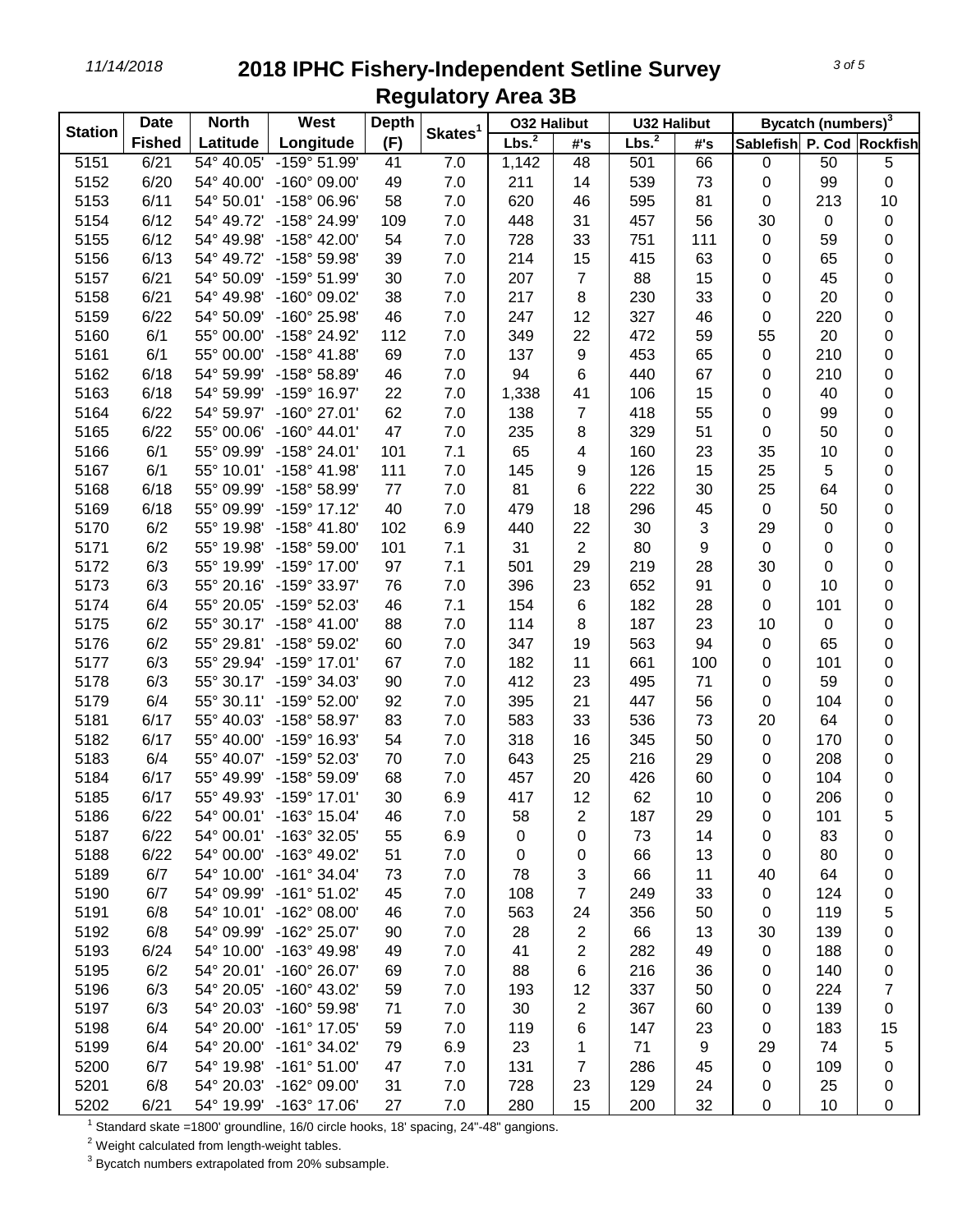# 2018 IPHC Fishery-Independent Setline Survey
## Regulatory Area 3B

| Station | Date Fished | North Latitude | West Longitude | Depth (F) | Skates[1] | O32 Halibut | | U32 Halibut | | Bycatch (numbers)[3] | | |
|---|---|---|---|---|---|---|---|---|---|---|---|---|
| | | | | | | Lbs.[2] | #'s | Lbs.[2] | #'s | Sablefish | P. Cod | Rockfish |
| 5151 | 6/21 | 54° 40.05' | -159° 51.99' | 41 | 7.0 | 1,142 | 48 | 501 | 66 | 0 | 50 | 5 |
| 5152 | 6/20 | 54° 40.00' | -160° 09.00' | 49 | 7.0 | 211 | 14 | 539 | 73 | 0 | 99 | 0 |
| 5153 | 6/11 | 54° 50.01' | -158° 06.96' | 58 | 7.0 | 620 | 46 | 595 | 81 | 0 | 213 | 10 |
| 5154 | 6/12 | 54° 49.72' | -158° 24.99' | 109 | 7.0 | 448 | 31 | 457 | 56 | 30 | 0 | 0 |
| 5155 | 6/12 | 54° 49.98' | -158° 42.00' | 54 | 7.0 | 728 | 33 | 751 | 111 | 0 | 59 | 0 |
| 5156 | 6/13 | 54° 49.72' | -158° 59.98' | 39 | 7.0 | 214 | 15 | 415 | 63 | 0 | 65 | 0 |
| 5157 | 6/21 | 54° 50.09' | -159° 51.99' | 30 | 7.0 | 207 | 7 | 88 | 15 | 0 | 45 | 0 |
| 5158 | 6/21 | 54° 49.98' | -160° 09.02' | 38 | 7.0 | 217 | 8 | 230 | 33 | 0 | 20 | 0 |
| 5159 | 6/22 | 54° 50.09' | -160° 25.98' | 46 | 7.0 | 247 | 12 | 327 | 46 | 0 | 220 | 0 |
| 5160 | 6/1 | 55° 00.00' | -158° 24.92' | 112 | 7.0 | 349 | 22 | 472 | 59 | 55 | 20 | 0 |
| 5161 | 6/1 | 55° 00.00' | -158° 41.88' | 69 | 7.0 | 137 | 9 | 453 | 65 | 0 | 210 | 0 |
| 5162 | 6/18 | 54° 59.99' | -158° 58.89' | 46 | 7.0 | 94 | 6 | 440 | 67 | 0 | 210 | 0 |
| 5163 | 6/18 | 54° 59.99' | -159° 16.97' | 22 | 7.0 | 1,338 | 41 | 106 | 15 | 0 | 40 | 0 |
| 5164 | 6/22 | 54° 59.97' | -160° 27.01' | 62 | 7.0 | 138 | 7 | 418 | 55 | 0 | 99 | 0 |
| 5165 | 6/22 | 55° 00.06' | -160° 44.01' | 47 | 7.0 | 235 | 8 | 329 | 51 | 0 | 50 | 0 |
| 5166 | 6/1 | 55° 09.99' | -158° 24.01' | 101 | 7.1 | 65 | 4 | 160 | 23 | 35 | 10 | 0 |
| 5167 | 6/1 | 55° 10.01' | -158° 41.98' | 111 | 7.0 | 145 | 9 | 126 | 15 | 25 | 5 | 0 |
| 5168 | 6/18 | 55° 09.99' | -158° 58.99' | 77 | 7.0 | 81 | 6 | 222 | 30 | 25 | 64 | 0 |
| 5169 | 6/18 | 55° 09.99' | -159° 17.12' | 40 | 7.0 | 479 | 18 | 296 | 45 | 0 | 50 | 0 |
| 5170 | 6/2 | 55° 19.98' | -158° 41.80' | 102 | 6.9 | 440 | 22 | 30 | 3 | 29 | 0 | 0 |
| 5171 | 6/2 | 55° 19.98' | -158° 59.00' | 101 | 7.1 | 31 | 2 | 80 | 9 | 0 | 0 | 0 |
| 5172 | 6/3 | 55° 19.99' | -159° 17.00' | 97 | 7.1 | 501 | 29 | 219 | 28 | 30 | 0 | 0 |
| 5173 | 6/3 | 55° 20.16' | -159° 33.97' | 76 | 7.0 | 396 | 23 | 652 | 91 | 0 | 10 | 0 |
| 5174 | 6/4 | 55° 20.05' | -159° 52.03' | 46 | 7.1 | 154 | 6 | 182 | 28 | 0 | 101 | 0 |
| 5175 | 6/2 | 55° 30.17' | -158° 41.00' | 88 | 7.0 | 114 | 8 | 187 | 23 | 10 | 0 | 0 |
| 5176 | 6/2 | 55° 29.81' | -158° 59.02' | 60 | 7.0 | 347 | 19 | 563 | 94 | 0 | 65 | 0 |
| 5177 | 6/3 | 55° 29.94' | -159° 17.01' | 67 | 7.0 | 182 | 11 | 661 | 100 | 0 | 101 | 0 |
| 5178 | 6/3 | 55° 30.17' | -159° 34.03' | 90 | 7.0 | 412 | 23 | 495 | 71 | 0 | 59 | 0 |
| 5179 | 6/4 | 55° 30.11' | -159° 52.00' | 92 | 7.0 | 395 | 21 | 447 | 56 | 0 | 104 | 0 |
| 5181 | 6/17 | 55° 40.03' | -158° 58.97' | 83 | 7.0 | 583 | 33 | 536 | 73 | 20 | 64 | 0 |
| 5182 | 6/17 | 55° 40.00' | -159° 16.93' | 54 | 7.0 | 318 | 16 | 345 | 50 | 0 | 170 | 0 |
| 5183 | 6/4 | 55° 40.07' | -159° 52.03' | 70 | 7.0 | 643 | 25 | 216 | 29 | 0 | 208 | 0 |
| 5184 | 6/17 | 55° 49.99' | -158° 59.09' | 68 | 7.0 | 457 | 20 | 426 | 60 | 0 | 104 | 0 |
| 5185 | 6/17 | 55° 49.93' | -159° 17.01' | 30 | 6.9 | 417 | 12 | 62 | 10 | 0 | 206 | 0 |
| 5186 | 6/22 | 54° 00.01' | -163° 15.04' | 46 | 7.0 | 58 | 2 | 187 | 29 | 0 | 101 | 5 |
| 5187 | 6/22 | 54° 00.01' | -163° 32.05' | 55 | 6.9 | 0 | 0 | 73 | 14 | 0 | 83 | 0 |
| 5188 | 6/22 | 54° 00.00' | -163° 49.02' | 51 | 7.0 | 0 | 0 | 66 | 13 | 0 | 80 | 0 |
| 5189 | 6/7 | 54° 10.00' | -161° 34.04' | 73 | 7.0 | 78 | 3 | 66 | 11 | 40 | 64 | 0 |
| 5190 | 6/7 | 54° 09.99' | -161° 51.02' | 45 | 7.0 | 108 | 7 | 249 | 33 | 0 | 124 | 0 |
| 5191 | 6/8 | 54° 10.01' | -162° 08.00' | 46 | 7.0 | 563 | 24 | 356 | 50 | 0 | 119 | 5 |
| 5192 | 6/8 | 54° 09.99' | -162° 25.07' | 90 | 7.0 | 28 | 2 | 66 | 13 | 30 | 139 | 0 |
| 5193 | 6/24 | 54° 10.00' | -163° 49.98' | 49 | 7.0 | 41 | 2 | 282 | 49 | 0 | 188 | 0 |
| 5195 | 6/2 | 54° 20.01' | -160° 26.07' | 69 | 7.0 | 88 | 6 | 216 | 36 | 0 | 140 | 0 |
| 5196 | 6/3 | 54° 20.05' | -160° 43.02' | 59 | 7.0 | 193 | 12 | 337 | 50 | 0 | 224 | 7 |
| 5197 | 6/3 | 54° 20.03' | -160° 59.98' | 71 | 7.0 | 30 | 2 | 367 | 60 | 0 | 139 | 0 |
| 5198 | 6/4 | 54° 20.00' | -161° 17.05' | 59 | 7.0 | 119 | 6 | 147 | 23 | 0 | 183 | 15 |
| 5199 | 6/4 | 54° 20.00' | -161° 34.02' | 79 | 6.9 | 23 | 1 | 71 | 9 | 29 | 74 | 5 |
| 5200 | 6/7 | 54° 19.98' | -161° 51.00' | 47 | 7.0 | 131 | 7 | 286 | 45 | 0 | 109 | 0 |
| 5201 | 6/8 | 54° 20.03' | -162° 09.00' | 31 | 7.0 | 728 | 23 | 129 | 24 | 0 | 25 | 0 |
| 5202 | 6/21 | 54° 19.99' | -163° 17.06' | 27 | 7.0 | 280 | 15 | 200 | 32 | 0 | 10 | 0 |

[1] Standard skate =1800' groundline, 16/0 circle hooks, 18' spacing, 24"-48" gangions.

[2] Weight calculated from length-weight tables.

[3] Bycatch numbers extrapolated from 20% subsample.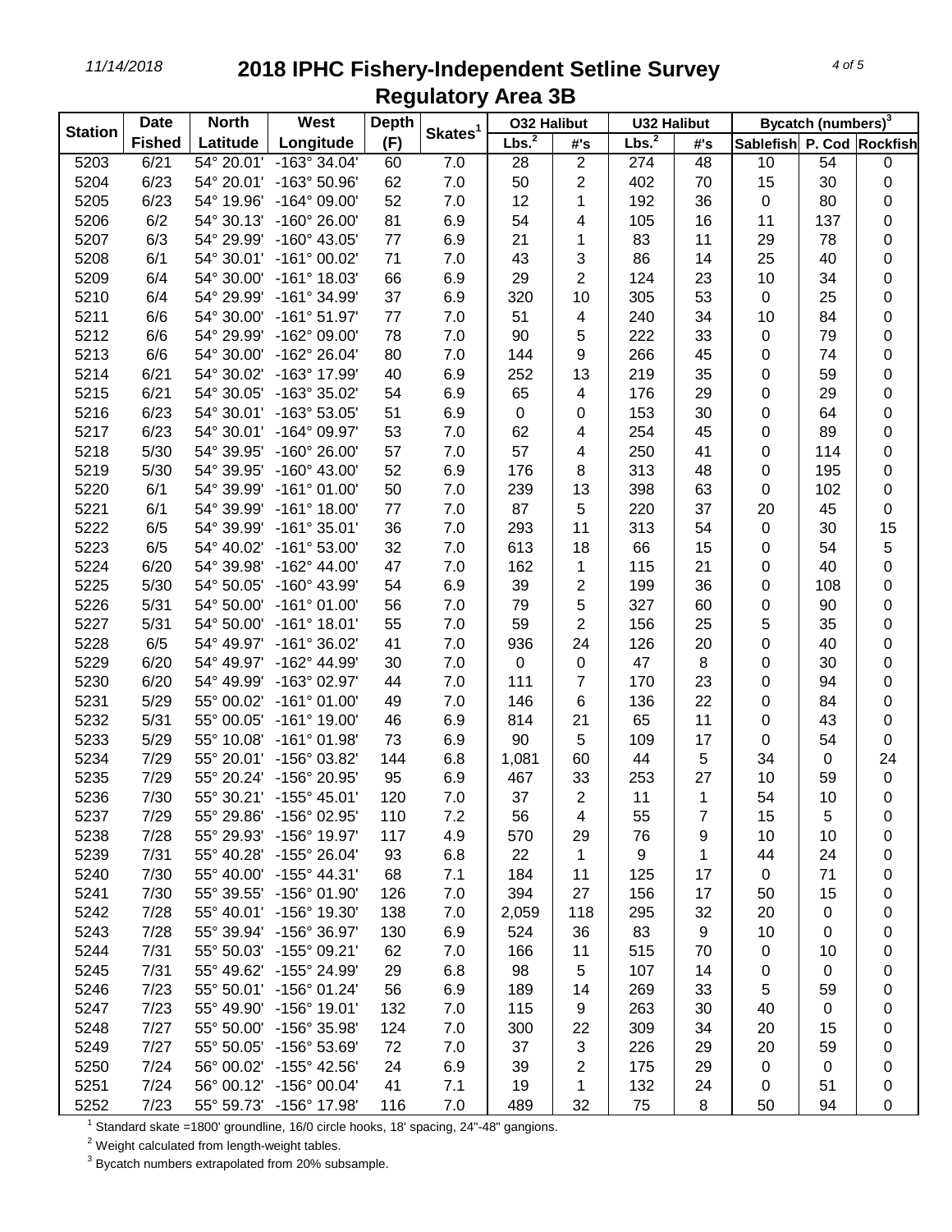# 2018 IPHC Fishery-Independent Setline Survey

## Regulatory Area 3B

| Station | Date Fished | North Latitude | West Longitude | Depth (F) | Skates[1] | O32 Halibut | | U32 Halibut | | Bycatch (numbers)[3] | | |
|---|---|---|---|---|---|---|---|---|---|---|---|---|
| | | | | | | Lbs.[2] | #'s | Lbs.[2] | #'s | Sablefish | P. Cod | Rockfish |
| 5203 | 6/21 | 54° 20.01' | -163° 34.04' | 60 | 7.0 | 28 | 2 | 274 | 48 | 10 | 54 | 0 |
| 5204 | 6/23 | 54° 20.01' | -163° 50.96' | 62 | 7.0 | 50 | 2 | 402 | 70 | 15 | 30 | 0 |
| 5205 | 6/23 | 54° 19.96' | -164° 09.00' | 52 | 7.0 | 12 | 1 | 192 | 36 | 0 | 80 | 0 |
| 5206 | 6/2 | 54° 30.13' | -160° 26.00' | 81 | 6.9 | 54 | 4 | 105 | 16 | 11 | 137 | 0 |
| 5207 | 6/3 | 54° 29.99' | -160° 43.05' | 77 | 6.9 | 21 | 1 | 83 | 11 | 29 | 78 | 0 |
| 5208 | 6/1 | 54° 30.01' | -161° 00.02' | 71 | 7.0 | 43 | 3 | 86 | 14 | 25 | 40 | 0 |
| 5209 | 6/4 | 54° 30.00' | -161° 18.03' | 66 | 6.9 | 29 | 2 | 124 | 23 | 10 | 34 | 0 |
| 5210 | 6/4 | 54° 29.99' | -161° 34.99' | 37 | 6.9 | 320 | 10 | 305 | 53 | 0 | 25 | 0 |
| 5211 | 6/6 | 54° 30.00' | -161° 51.97' | 77 | 7.0 | 51 | 4 | 240 | 34 | 10 | 84 | 0 |
| 5212 | 6/6 | 54° 29.99' | -162° 09.00' | 78 | 7.0 | 90 | 5 | 222 | 33 | 0 | 79 | 0 |
| 5213 | 6/6 | 54° 30.00' | -162° 26.04' | 80 | 7.0 | 144 | 9 | 266 | 45 | 0 | 74 | 0 |
| 5214 | 6/21 | 54° 30.02' | -163° 17.99' | 40 | 6.9 | 252 | 13 | 219 | 35 | 0 | 59 | 0 |
| 5215 | 6/21 | 54° 30.05' | -163° 35.02' | 54 | 6.9 | 65 | 4 | 176 | 29 | 0 | 29 | 0 |
| 5216 | 6/23 | 54° 30.01' | -163° 53.05' | 51 | 6.9 | 0 | 0 | 153 | 30 | 0 | 64 | 0 |
| 5217 | 6/23 | 54° 30.01' | -164° 09.97' | 53 | 7.0 | 62 | 4 | 254 | 45 | 0 | 89 | 0 |
| 5218 | 5/30 | 54° 39.95' | -160° 26.00' | 57 | 7.0 | 57 | 4 | 250 | 41 | 0 | 114 | 0 |
| 5219 | 5/30 | 54° 39.95' | -160° 43.00' | 52 | 6.9 | 176 | 8 | 313 | 48 | 0 | 195 | 0 |
| 5220 | 6/1 | 54° 39.99' | -161° 01.00' | 50 | 7.0 | 239 | 13 | 398 | 63 | 0 | 102 | 0 |
| 5221 | 6/1 | 54° 39.99' | -161° 18.00' | 77 | 7.0 | 87 | 5 | 220 | 37 | 20 | 45 | 0 |
| 5222 | 6/5 | 54° 39.99' | -161° 35.01' | 36 | 7.0 | 293 | 11 | 313 | 54 | 0 | 30 | 15 |
| 5223 | 6/5 | 54° 40.02' | -161° 53.00' | 32 | 7.0 | 613 | 18 | 66 | 15 | 0 | 54 | 5 |
| 5224 | 6/20 | 54° 39.98' | -162° 44.00' | 47 | 7.0 | 162 | 1 | 115 | 21 | 0 | 40 | 0 |
| 5225 | 5/30 | 54° 50.05' | -160° 43.99' | 54 | 6.9 | 39 | 2 | 199 | 36 | 0 | 108 | 0 |
| 5226 | 5/31 | 54° 50.00' | -161° 01.00' | 56 | 7.0 | 79 | 5 | 327 | 60 | 0 | 90 | 0 |
| 5227 | 5/31 | 54° 50.00' | -161° 18.01' | 55 | 7.0 | 59 | 2 | 156 | 25 | 5 | 35 | 0 |
| 5228 | 6/5 | 54° 49.97' | -161° 36.02' | 41 | 7.0 | 936 | 24 | 126 | 20 | 0 | 40 | 0 |
| 5229 | 6/20 | 54° 49.97' | -162° 44.99' | 30 | 7.0 | 0 | 0 | 47 | 8 | 0 | 30 | 0 |
| 5230 | 6/20 | 54° 49.99' | -163° 02.97' | 44 | 7.0 | 111 | 7 | 170 | 23 | 0 | 94 | 0 |
| 5231 | 5/29 | 55° 00.02' | -161° 01.00' | 49 | 7.0 | 146 | 6 | 136 | 22 | 0 | 84 | 0 |
| 5232 | 5/31 | 55° 00.05' | -161° 19.00' | 46 | 6.9 | 814 | 21 | 65 | 11 | 0 | 43 | 0 |
| 5233 | 5/29 | 55° 10.08' | -161° 01.98' | 73 | 6.9 | 90 | 5 | 109 | 17 | 0 | 54 | 0 |
| 5234 | 7/29 | 55° 20.01' | -156° 03.82' | 144 | 6.8 | 1,081 | 60 | 44 | 5 | 34 | 0 | 24 |
| 5235 | 7/29 | 55° 20.24' | -156° 20.95' | 95 | 6.9 | 467 | 33 | 253 | 27 | 10 | 59 | 0 |
| 5236 | 7/30 | 55° 30.21' | -155° 45.01' | 120 | 7.0 | 37 | 2 | 11 | 1 | 54 | 10 | 0 |
| 5237 | 7/29 | 55° 29.86' | -156° 02.95' | 110 | 7.2 | 56 | 4 | 55 | 7 | 15 | 5 | 0 |
| 5238 | 7/28 | 55° 29.93' | -156° 19.97' | 117 | 4.9 | 570 | 29 | 76 | 9 | 10 | 10 | 0 |
| 5239 | 7/31 | 55° 40.28' | -155° 26.04' | 93 | 6.8 | 22 | 1 | 9 | 1 | 44 | 24 | 0 |
| 5240 | 7/30 | 55° 40.00' | -155° 44.31' | 68 | 7.1 | 184 | 11 | 125 | 17 | 0 | 71 | 0 |
| 5241 | 7/30 | 55° 39.55' | -156° 01.90' | 126 | 7.0 | 394 | 27 | 156 | 17 | 50 | 15 | 0 |
| 5242 | 7/28 | 55° 40.01' | -156° 19.30' | 138 | 7.0 | 2,059 | 118 | 295 | 32 | 20 | 0 | 0 |
| 5243 | 7/28 | 55° 39.94' | -156° 36.97' | 130 | 6.9 | 524 | 36 | 83 | 9 | 10 | 0 | 0 |
| 5244 | 7/31 | 55° 50.03' | -155° 09.21' | 62 | 7.0 | 166 | 11 | 515 | 70 | 0 | 10 | 0 |
| 5245 | 7/31 | 55° 49.62' | -155° 24.99' | 29 | 6.8 | 98 | 5 | 107 | 14 | 0 | 0 | 0 |
| 5246 | 7/23 | 55° 50.01' | -156° 01.24' | 56 | 6.9 | 189 | 14 | 269 | 33 | 5 | 59 | 0 |
| 5247 | 7/23 | 55° 49.90' | -156° 19.01' | 132 | 7.0 | 115 | 9 | 263 | 30 | 40 | 0 | 0 |
| 5248 | 7/27 | 55° 50.00' | -156° 35.98' | 124 | 7.0 | 300 | 22 | 309 | 34 | 20 | 15 | 0 |
| 5249 | 7/27 | 55° 50.05' | -156° 53.69' | 72 | 7.0 | 37 | 3 | 226 | 29 | 20 | 59 | 0 |
| 5250 | 7/24 | 56° 00.02' | -155° 42.56' | 24 | 6.9 | 39 | 2 | 175 | 29 | 0 | 0 | 0 |
| 5251 | 7/24 | 56° 00.12' | -156° 00.04' | 41 | 7.1 | 19 | 1 | 132 | 24 | 0 | 51 | 0 |
| 5252 | 7/23 | 55° 59.73' | -156° 17.98' | 116 | 7.0 | 489 | 32 | 75 | 8 | 50 | 94 | 0 |

[1] Standard skate =1800' groundline, 16/0 circle hooks, 18' spacing, 24"-48" gangions.

[2] Weight calculated from length-weight tables.

[3] Bycatch numbers extrapolated from 20% subsample.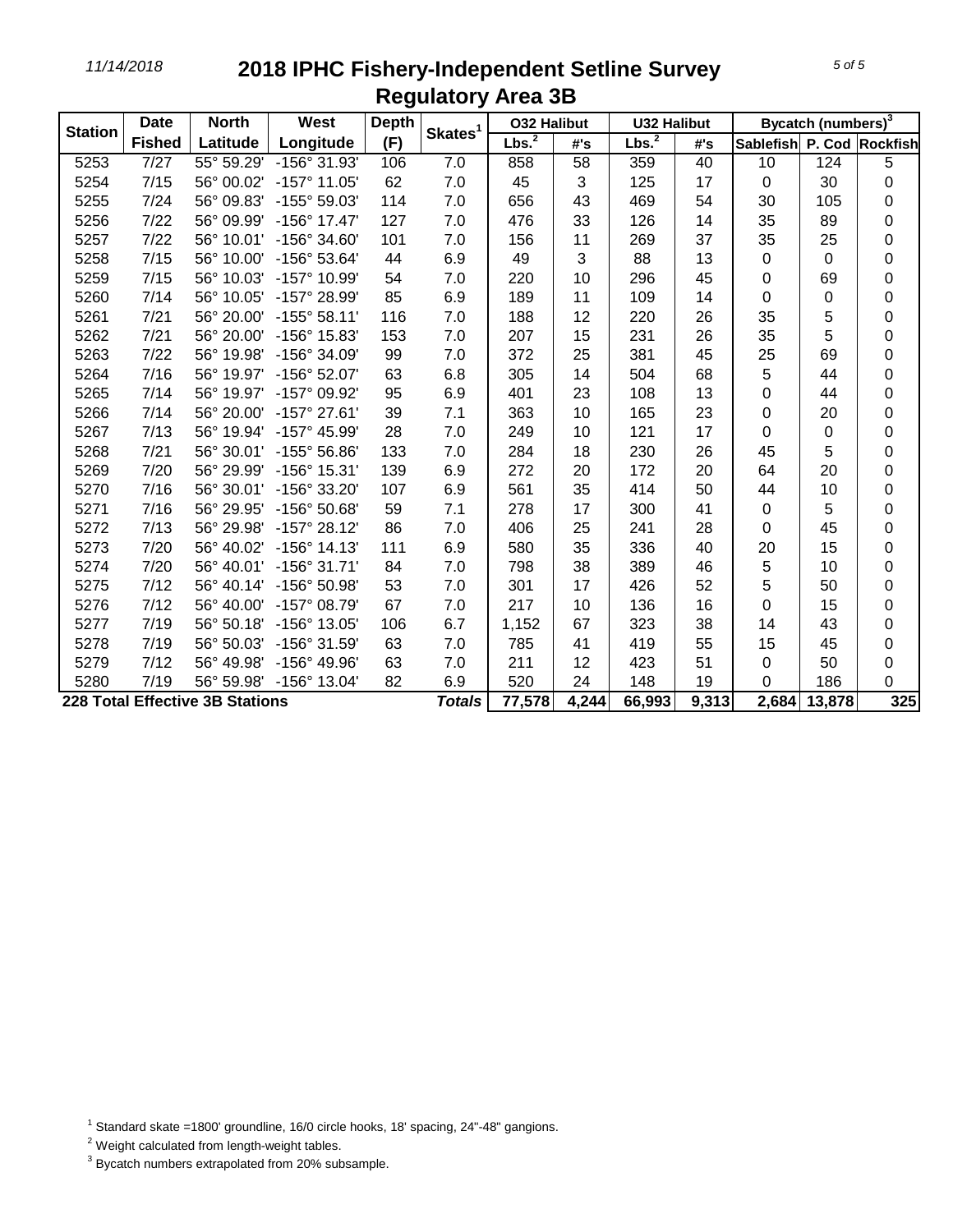# 2018 IPHC Fishery-Independent Setline Survey
## Regulatory Area 3B

| Station | Date Fished | North Latitude | West Longitude | Depth (F) | Skates[1] | O32 Halibut Lbs.[2] | O32 Halibut #'s | U32 Halibut Lbs.[2] | U32 Halibut #'s | Bycatch (numbers)[3] Sablefish | P. Cod | Rockfish |
|---|---|---|---|---|---|---|---|---|---|---|---|---|
| 5253 | 7/27 | 55° 59.29' | -156° 31.93' | 106 | 7.0 | 858 | 58 | 359 | 40 | 10 | 124 | 5 |
| 5254 | 7/15 | 56° 00.02' | -157° 11.05' | 62 | 7.0 | 45 | 3 | 125 | 17 | 0 | 30 | 0 |
| 5255 | 7/24 | 56° 09.83' | -155° 59.03' | 114 | 7.0 | 656 | 43 | 469 | 54 | 30 | 105 | 0 |
| 5256 | 7/22 | 56° 09.99' | -156° 17.47' | 127 | 7.0 | 476 | 33 | 126 | 14 | 35 | 89 | 0 |
| 5257 | 7/22 | 56° 10.01' | -156° 34.60' | 101 | 7.0 | 156 | 11 | 269 | 37 | 35 | 25 | 0 |
| 5258 | 7/15 | 56° 10.00' | -156° 53.64' | 44 | 6.9 | 49 | 3 | 88 | 13 | 0 | 0 | 0 |
| 5259 | 7/15 | 56° 10.03' | -157° 10.99' | 54 | 7.0 | 220 | 10 | 296 | 45 | 0 | 69 | 0 |
| 5260 | 7/14 | 56° 10.05' | -157° 28.99' | 85 | 6.9 | 189 | 11 | 109 | 14 | 0 | 0 | 0 |
| 5261 | 7/21 | 56° 20.00' | -155° 58.11' | 116 | 7.0 | 188 | 12 | 220 | 26 | 35 | 5 | 0 |
| 5262 | 7/21 | 56° 20.00' | -156° 15.83' | 153 | 7.0 | 207 | 15 | 231 | 26 | 35 | 5 | 0 |
| 5263 | 7/22 | 56° 19.98' | -156° 34.09' | 99 | 7.0 | 372 | 25 | 381 | 45 | 25 | 69 | 0 |
| 5264 | 7/16 | 56° 19.97' | -156° 52.07' | 63 | 6.8 | 305 | 14 | 504 | 68 | 5 | 44 | 0 |
| 5265 | 7/14 | 56° 19.97' | -157° 09.92' | 95 | 6.9 | 401 | 23 | 108 | 13 | 0 | 44 | 0 |
| 5266 | 7/14 | 56° 20.00' | -157° 27.61' | 39 | 7.1 | 363 | 10 | 165 | 23 | 0 | 20 | 0 |
| 5267 | 7/13 | 56° 19.94' | -157° 45.99' | 28 | 7.0 | 249 | 10 | 121 | 17 | 0 | 0 | 0 |
| 5268 | 7/21 | 56° 30.01' | -155° 56.86' | 133 | 7.0 | 284 | 18 | 230 | 26 | 45 | 5 | 0 |
| 5269 | 7/20 | 56° 29.99' | -156° 15.31' | 139 | 6.9 | 272 | 20 | 172 | 20 | 64 | 20 | 0 |
| 5270 | 7/16 | 56° 30.01' | -156° 33.20' | 107 | 6.9 | 561 | 35 | 414 | 50 | 44 | 10 | 0 |
| 5271 | 7/16 | 56° 29.95' | -156° 50.68' | 59 | 7.1 | 278 | 17 | 300 | 41 | 0 | 5 | 0 |
| 5272 | 7/13 | 56° 29.98' | -157° 28.12' | 86 | 7.0 | 406 | 25 | 241 | 28 | 0 | 45 | 0 |
| 5273 | 7/20 | 56° 40.02' | -156° 14.13' | 111 | 6.9 | 580 | 35 | 336 | 40 | 20 | 15 | 0 |
| 5274 | 7/20 | 56° 40.01' | -156° 31.71' | 84 | 7.0 | 798 | 38 | 389 | 46 | 5 | 10 | 0 |
| 5275 | 7/12 | 56° 40.14' | -156° 50.98' | 53 | 7.0 | 301 | 17 | 426 | 52 | 5 | 50 | 0 |
| 5276 | 7/12 | 56° 40.00' | -157° 08.79' | 67 | 7.0 | 217 | 10 | 136 | 16 | 0 | 15 | 0 |
| 5277 | 7/19 | 56° 50.18' | -156° 13.05' | 106 | 6.7 | 1,152 | 67 | 323 | 38 | 14 | 43 | 0 |
| 5278 | 7/19 | 56° 50.03' | -156° 31.59' | 63 | 7.0 | 785 | 41 | 419 | 55 | 15 | 45 | 0 |
| 5279 | 7/12 | 56° 49.98' | -156° 49.96' | 63 | 7.0 | 211 | 12 | 423 | 51 | 0 | 50 | 0 |
| 5280 | 7/19 | 56° 59.98' | -156° 13.04' | 82 | 6.9 | 520 | 24 | 148 | 19 | 0 | 186 | 0 |
| **228 Total Effective 3B Stations** | | | | | ***Totals*** | **77,578** | **4,244** | **66,993** | **9,313** | **2,684** | **13,878** | **325** |

[1] Standard skate =1800' groundline, 16/0 circle hooks, 18' spacing, 24"-48" gangions.

[2] Weight calculated from length-weight tables.

[3] Bycatch numbers extrapolated from 20% subsample.